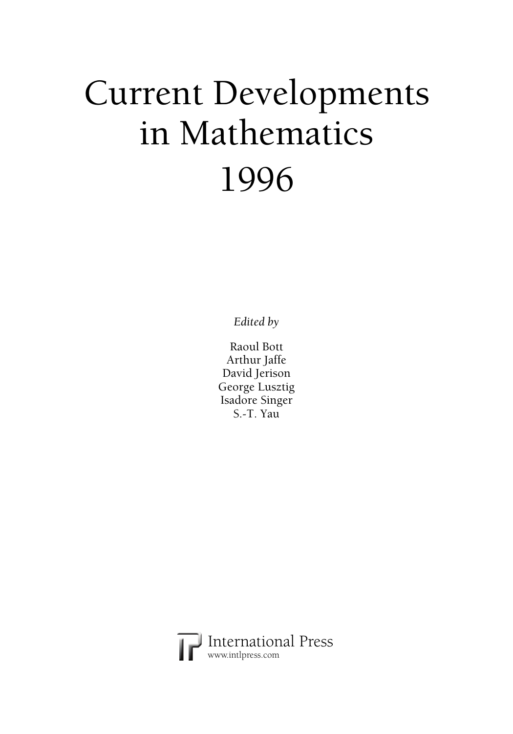# Current Developments in Mathematics 1996

*Edited by*

Raoul Bott
Arthur Jaffe
David Jerison
George Lusztig
Isadore Singer
S.-T. Yau

International Press
www.intlpress.com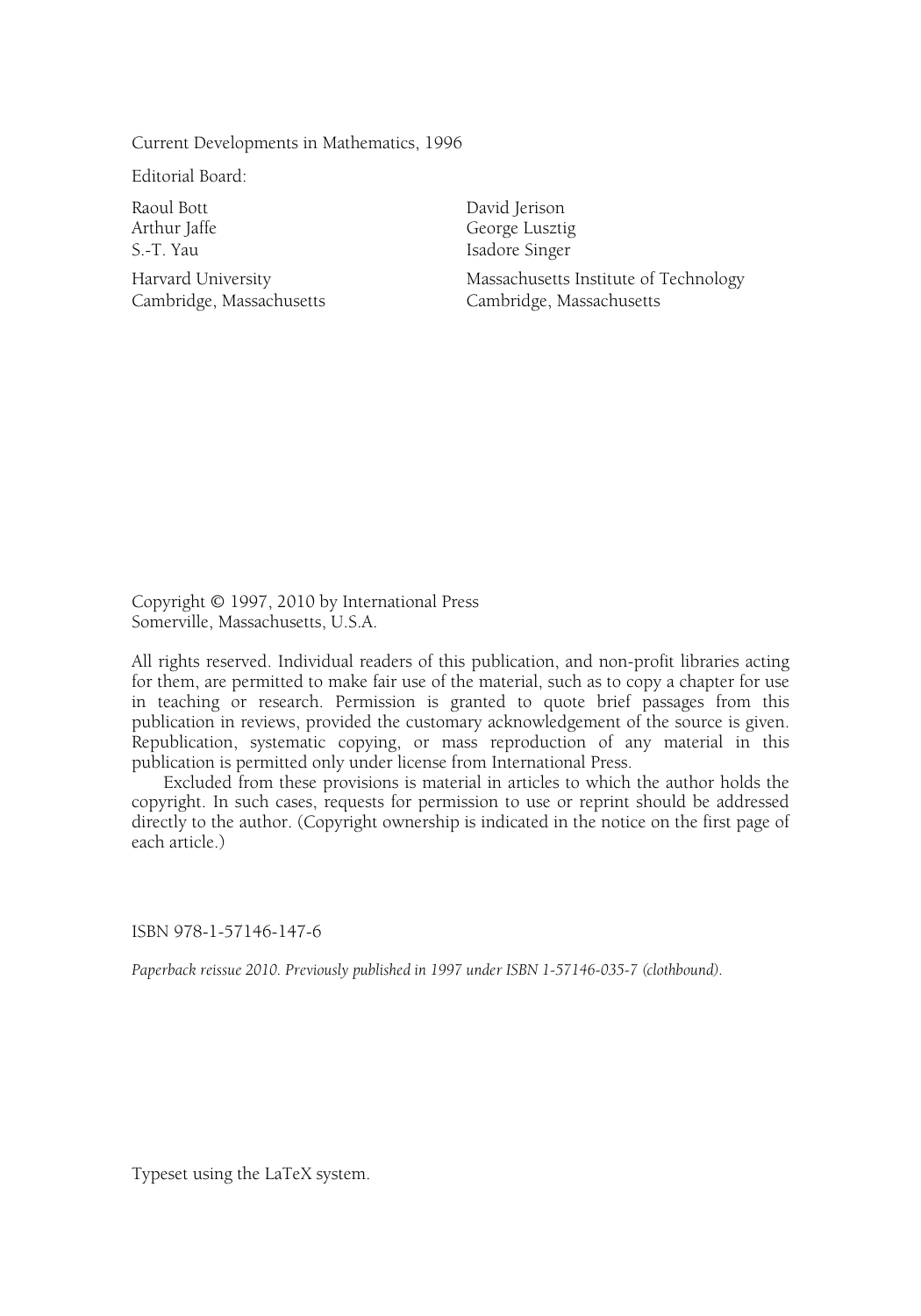Current Developments in Mathematics, 1996

Editorial Board:

Raoul Bott
Arthur Jaffe
S.-T. Yau

Harvard University
Cambridge, Massachusetts

David Jerison
George Lusztig
Isadore Singer

Massachusetts Institute of Technology
Cambridge, Massachusetts

Copyright © 1997, 2010 by International Press
Somerville, Massachusetts, U.S.A.

All rights reserved. Individual readers of this publication, and non-profit libraries acting for them, are permitted to make fair use of the material, such as to copy a chapter for use in teaching or research. Permission is granted to quote brief passages from this publication in reviews, provided the customary acknowledgement of the source is given. Republication, systematic copying, or mass reproduction of any material in this publication is permitted only under license from International Press.

Excluded from these provisions is material in articles to which the author holds the copyright. In such cases, requests for permission to use or reprint should be addressed directly to the author. (Copyright ownership is indicated in the notice on the first page of each article.)

ISBN 978-1-57146-147-6

*Paperback reissue 2010. Previously published in 1997 under ISBN 1-57146-035-7 (clothbound).*

Typeset using the LaTeX system.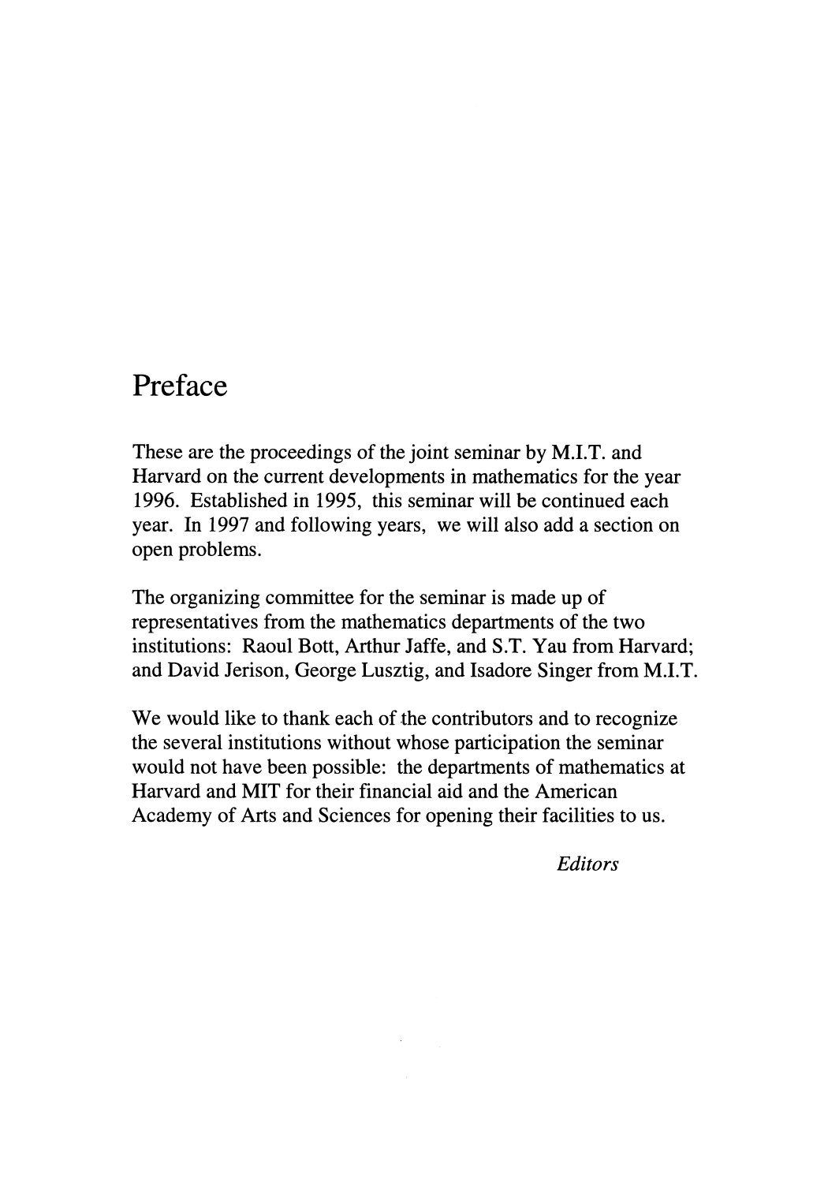# Preface

These are the proceedings of the joint seminar by M.I.T. and Harvard on the current developments in mathematics for the year 1996. Established in 1995, this seminar will be continued each year. In 1997 and following years, we will also add a section on open problems.

The organizing committee for the seminar is made up of representatives from the mathematics departments of the two institutions: Raoul Bott, Arthur Jaffe, and S.T. Yau from Harvard; and David Jerison, George Lusztig, and Isadore Singer from M.I.T.

We would like to thank each of the contributors and to recognize the several institutions without whose participation the seminar would not have been possible: the departments of mathematics at Harvard and MIT for their financial aid and the American Academy of Arts and Sciences for opening their facilities to us.

*Editors*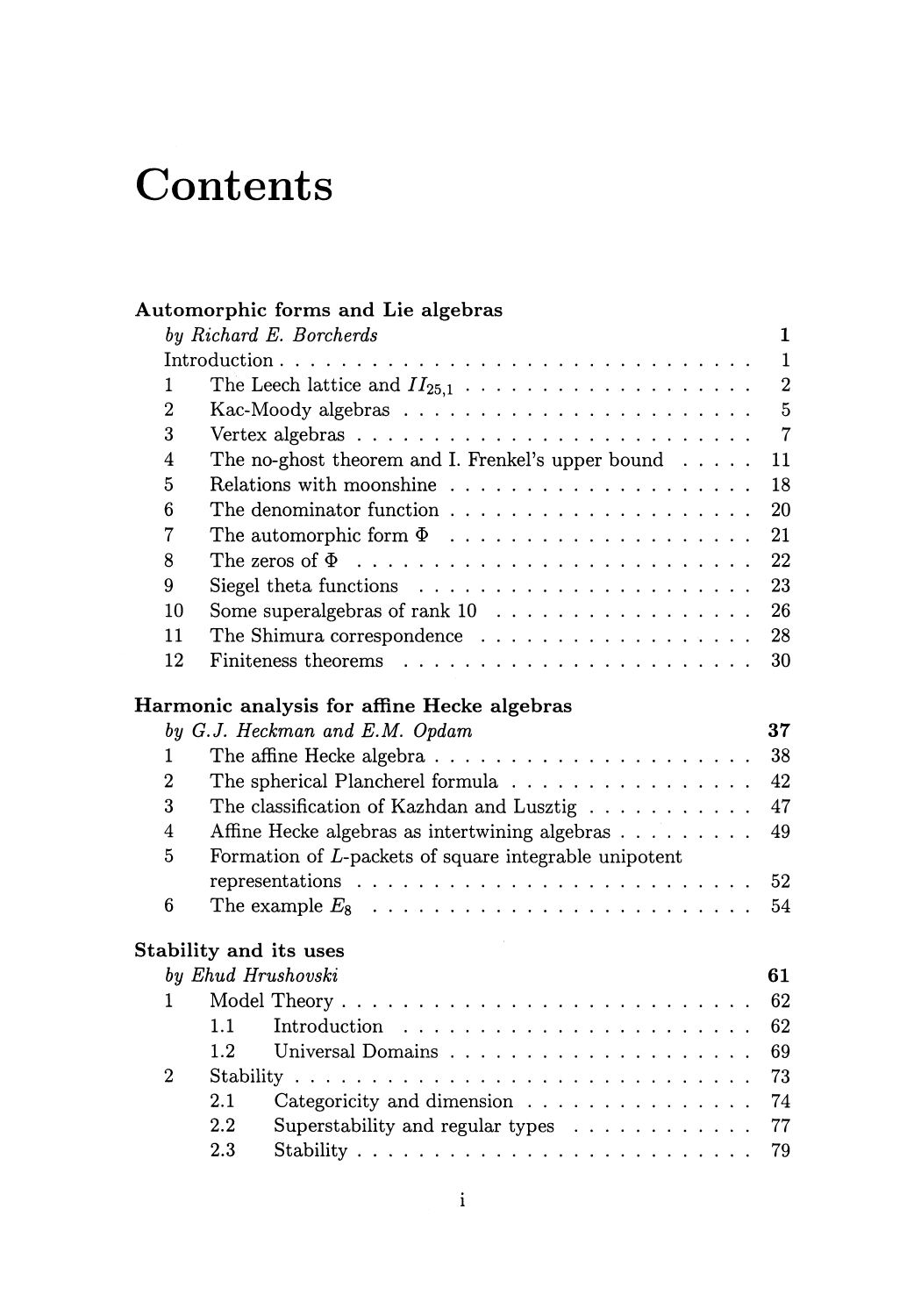# Contents

**Automorphic forms and Lie algebras**
*by Richard E. Borcherds* **1**

- Introduction . . . 1
- 1 The Leech lattice and $II_{25,1}$ . . . 2
- 2 Kac-Moody algebras . . . 5
- 3 Vertex algebras . . . 7
- 4 The no-ghost theorem and I. Frenkel's upper bound . . . 11
- 5 Relations with moonshine . . . 18
- 6 The denominator function . . . 20
- 7 The automorphic form $\Phi$ . . . 21
- 8 The zeros of $\Phi$ . . . 22
- 9 Siegel theta functions . . . 23
- 10 Some superalgebras of rank 10 . . . 26
- 11 The Shimura correspondence . . . 28
- 12 Finiteness theorems . . . 30

**Harmonic analysis for affine Hecke algebras**
*by G.J. Heckman and E.M. Opdam* **37**

- 1 The affine Hecke algebra . . . 38
- 2 The spherical Plancherel formula . . . 42
- 3 The classification of Kazhdan and Lusztig . . . 47
- 4 Affine Hecke algebras as intertwining algebras . . . 49
- 5 Formation of $L$-packets of square integrable unipotent representations . . . 52
- 6 The example $E_8$ . . . 54

**Stability and its uses**
*by Ehud Hrushovski* **61**

- 1 Model Theory . . . 62
  - 1.1 Introduction . . . 62
  - 1.2 Universal Domains . . . 69
- 2 Stability . . . 73
  - 2.1 Categoricity and dimension . . . 74
  - 2.2 Superstability and regular types . . . 77
  - 2.3 Stability . . . 79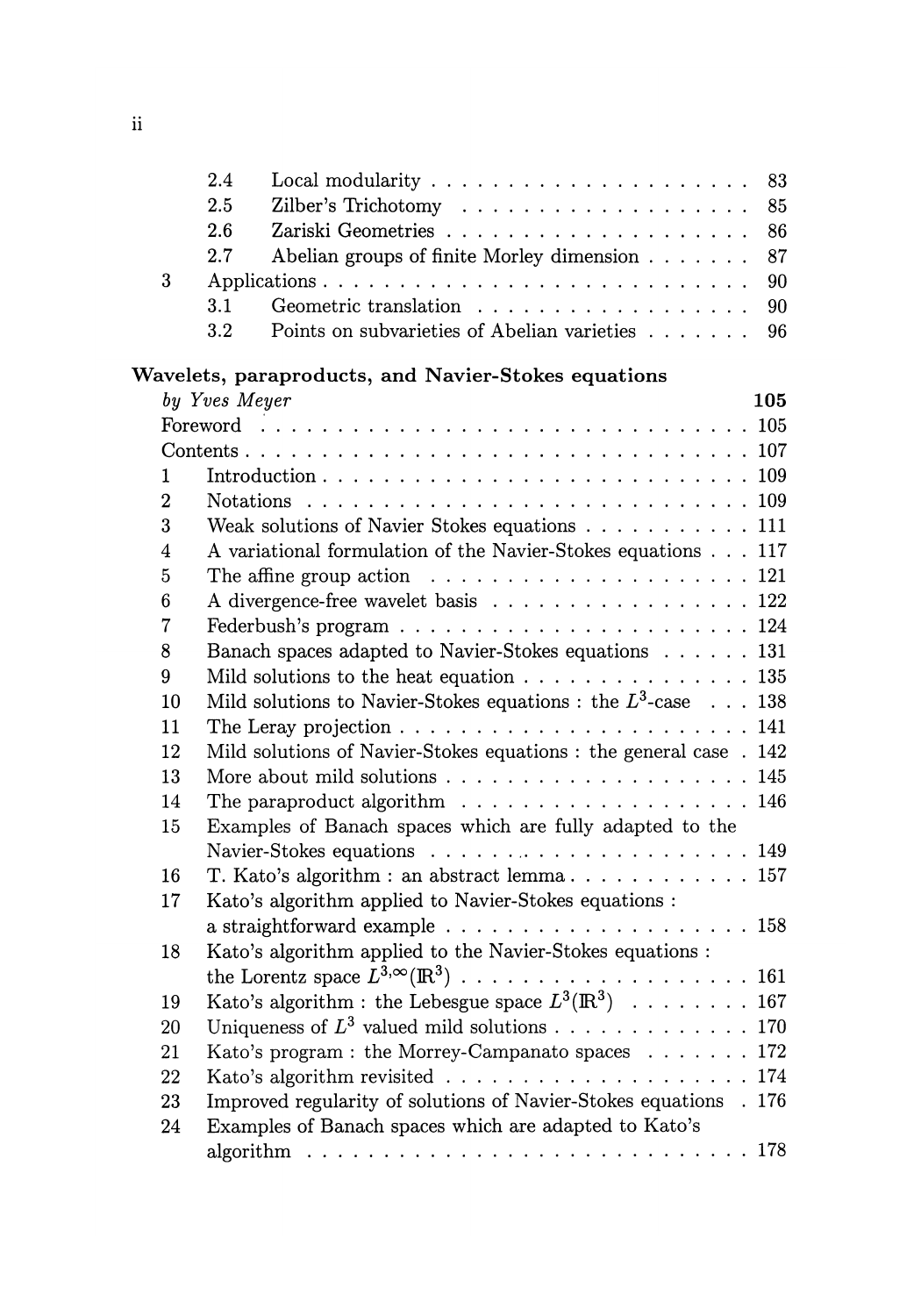| | | | |
|---|---|---|---|
| | 2.4 | Local modularity | 83 |
| | 2.5 | Zilber's Trichotomy | 85 |
| | 2.6 | Zariski Geometries | 86 |
| | 2.7 | Abelian groups of finite Morley dimension | 87 |
| 3 | | Applications | 90 |
| | 3.1 | Geometric translation | 90 |
| | 3.2 | Points on subvarieties of Abelian varieties | 96 |

**Wavelets, paraproducts, and Navier-Stokes equations**
*by Yves Meyer* **105**

| | | |
|---|---|---|
| Foreword | | 105 |
| Contents | | 107 |
| 1 | Introduction | 109 |
| 2 | Notations | 109 |
| 3 | Weak solutions of Navier Stokes equations | 111 |
| 4 | A variational formulation of the Navier-Stokes equations | 117 |
| 5 | The affine group action | 121 |
| 6 | A divergence-free wavelet basis | 122 |
| 7 | Federbush's program | 124 |
| 8 | Banach spaces adapted to Navier-Stokes equations | 131 |
| 9 | Mild solutions to the heat equation | 135 |
| 10 | Mild solutions to Navier-Stokes equations : the $L^3$-case | 138 |
| 11 | The Leray projection | 141 |
| 12 | Mild solutions of Navier-Stokes equations : the general case | 142 |
| 13 | More about mild solutions | 145 |
| 14 | The paraproduct algorithm | 146 |
| 15 | Examples of Banach spaces which are fully adapted to the Navier-Stokes equations | 149 |
| 16 | T. Kato's algorithm : an abstract lemma | 157 |
| 17 | Kato's algorithm applied to Navier-Stokes equations : a straightforward example | 158 |
| 18 | Kato's algorithm applied to the Navier-Stokes equations : the Lorentz space $L^{3,\infty}(\mathbb{R}^3)$ | 161 |
| 19 | Kato's algorithm : the Lebesgue space $L^3(\mathbb{R}^3)$ | 167 |
| 20 | Uniqueness of $L^3$ valued mild solutions | 170 |
| 21 | Kato's program : the Morrey-Campanato spaces | 172 |
| 22 | Kato's algorithm revisited | 174 |
| 23 | Improved regularity of solutions of Navier-Stokes equations | 176 |
| 24 | Examples of Banach spaces which are adapted to Kato's algorithm | 178 |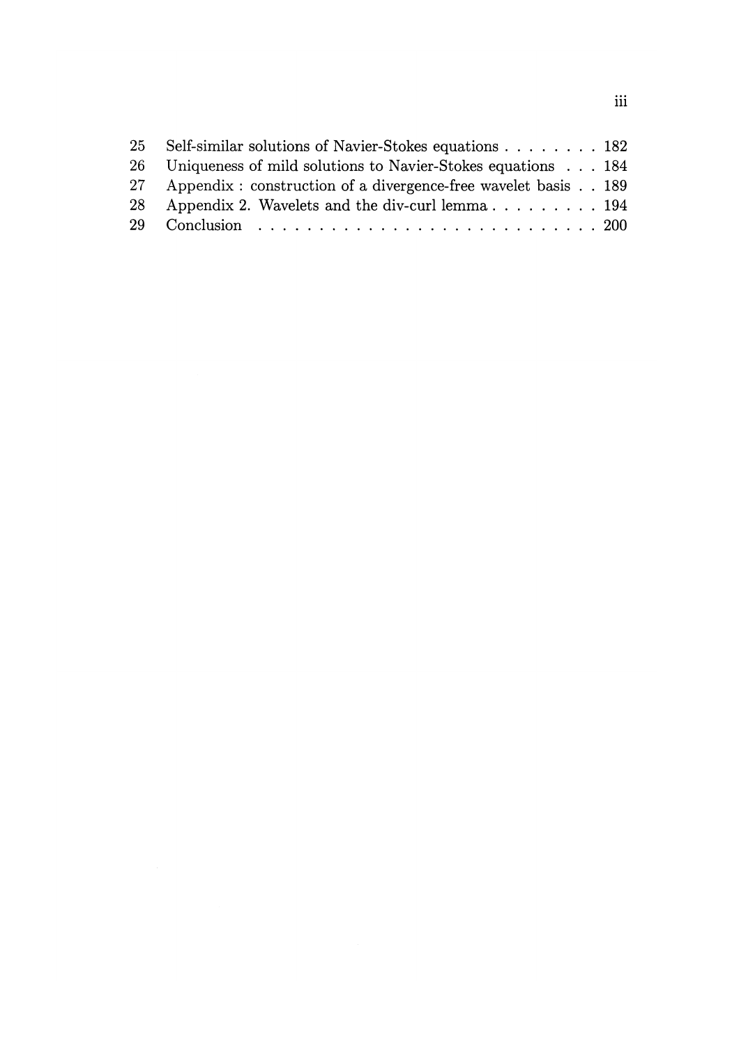25 Self-similar solutions of Navier-Stokes equations . . . . . . . . 182
26 Uniqueness of mild solutions to Navier-Stokes equations . . . 184
27 Appendix : construction of a divergence-free wavelet basis . . 189
28 Appendix 2. Wavelets and the div-curl lemma . . . . . . . . . 194
29 Conclusion . . . . . . . . . . . . . . . . . . . . . . . . . . 200